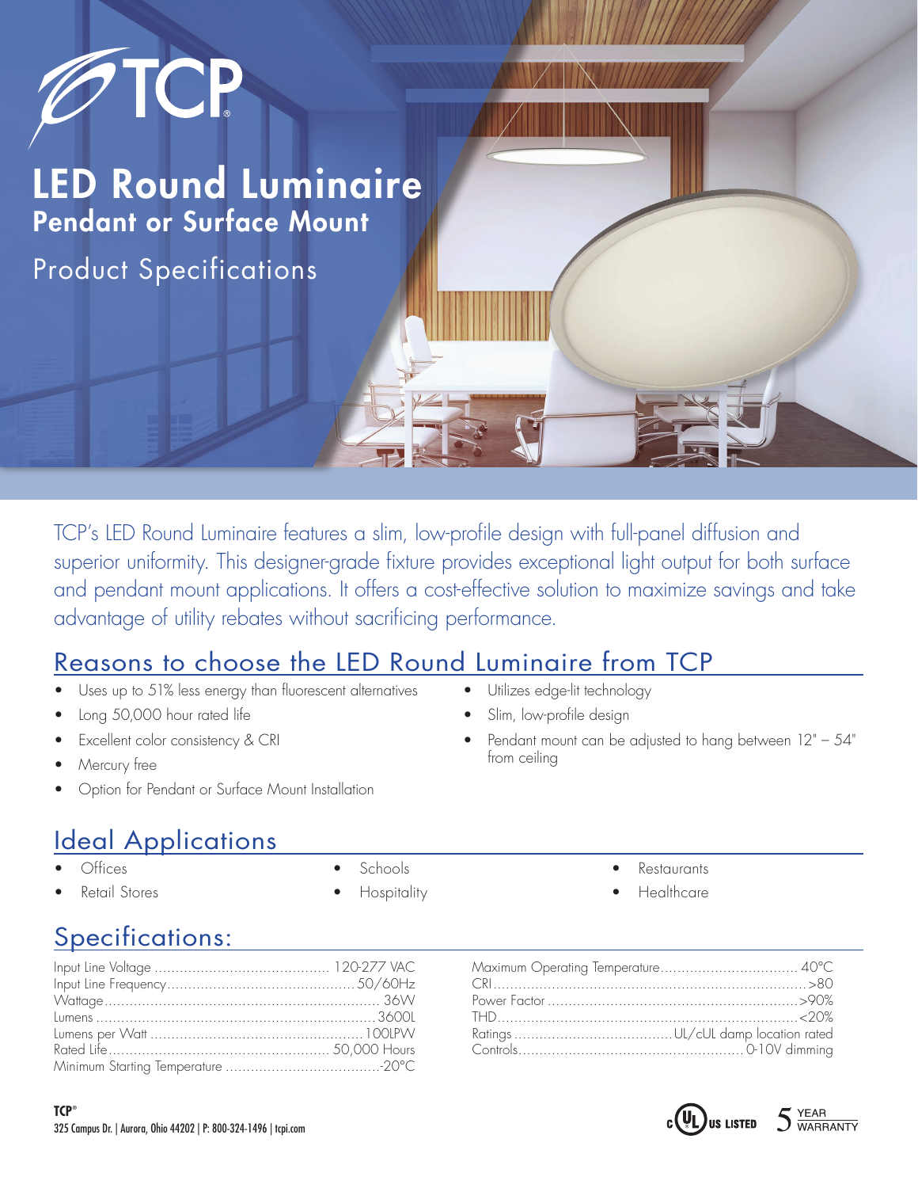# TCP

# LED Round Luminaire

## Pendant or Surface Mount

Product Specifications

TCP's LED Round Luminaire features a slim, low-profile design with full-panel diffusion and superior uniformity. This designer-grade fixture provides exceptional light output for both surface and pendant mount applications. It offers a cost-effective solution to maximize savings and take advantage of utility rebates without sacrificing performance.

## Reasons to choose the LED Round Luminaire from TCP

- Uses up to 51% less energy than fluorescent alternatives
- Long 50,000 hour rated life
- Excellent color consistency & CRI
- Mercury free
- Option for Pendant or Surface Mount Installation
- Utilizes edge-lit technology
- Slim, low-profile design
- Pendant mount can be adjusted to hang between 12" – 54" from ceiling

## Ideal Applications

- Offices
- Retail Stores
- Schools
- Hospitality
- Restaurants
- Healthcare

## Specifications:

| Specification | Value |
|---|---|
| Input Line Voltage | 120-277 VAC |
| Input Line Frequency | 50/60Hz |
| Wattage | 36W |
| Lumens | 3600L |
| Lumens per Watt | 100LPW |
| Rated Life | 50,000 Hours |
| Minimum Starting Temperature | -20°C |
| Maximum Operating Temperature | 40°C |
| CRI | >80 |
| Power Factor | >90% |
| THD | <20% |
| Ratings | UL/cUL damp location rated |
| Controls | 0-10V dimming |

**TCP®**
325 Campus Dr. | Aurora, Ohio 44202 | P: 800-324-1496 | tcpi.com

c UL US LISTED

5 YEAR WARRANTY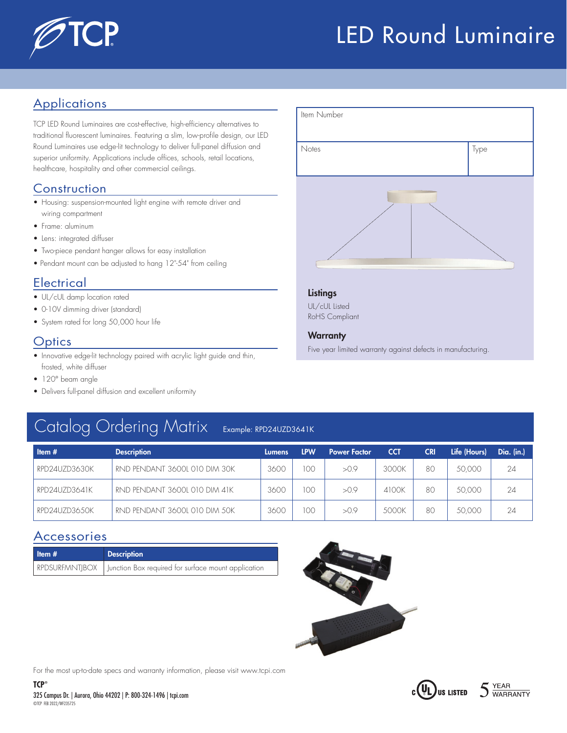# LED Round Luminaire

## Applications

TCP LED Round Luminaires are cost-effective, high-efficiency alternatives to traditional fluorescent luminaires. Featuring a slim, low-profile design, our LED Round Luminaires use edge-lit technology to deliver full-panel diffusion and superior uniformity. Applications include offices, schools, retail locations, healthcare, hospitality and other commercial ceilings.

## Construction

- Housing: suspension-mounted light engine with remote driver and wiring compartment
- Frame: aluminum
- Lens: integrated diffuser
- Two-piece pendant hanger allows for easy installation
- Pendant mount can be adjusted to hang 12"-54" from ceiling

## Electrical

- UL/cUL damp location rated
- 0-10V dimming driver (standard)
- System rated for long 50,000 hour life

## Optics

- Innovative edge-lit technology paired with acrylic light guide and thin, frosted, white diffuser
- 120° beam angle
- Delivers full-panel diffusion and excellent uniformity

| Item Number | |
|---|---|
| Notes | Type |

**Listings**

UL/cUL Listed
RoHS Compliant

**Warranty**

Five year limited warranty against defects in manufacturing.

## Catalog Ordering Matrix

Example: RPD24UZD3641K

| Item # | Description | Lumens | LPW | Power Factor | CCT | CRI | Life (Hours) | Dia. (in.) |
|---|---|---|---|---|---|---|---|---|
| RPD24UZD3630K | RND PENDANT 3600L 010 DIM 30K | 3600 | 100 | >0.9 | 3000K | 80 | 50,000 | 24 |
| RPD24UZD3641K | RND PENDANT 3600L 010 DIM 41K | 3600 | 100 | >0.9 | 4100K | 80 | 50,000 | 24 |
| RPD24UZD3650K | RND PENDANT 3600L 010 DIM 50K | 3600 | 100 | >0.9 | 5000K | 80 | 50,000 | 24 |

## Accessories

| Item # | Description |
|---|---|
| RPDSURFMNTJBOX | Junction Box required for surface mount application |

For the most up-to-date specs and warranty information, please visit www.tcpi.com

TCP®
325 Campus Dr. | Aurora, Ohio 44202 | P: 800-324-1496 | tcpi.com
©TCP FEB 2022/WF235725

c UL US LISTED

5 YEAR WARRANTY